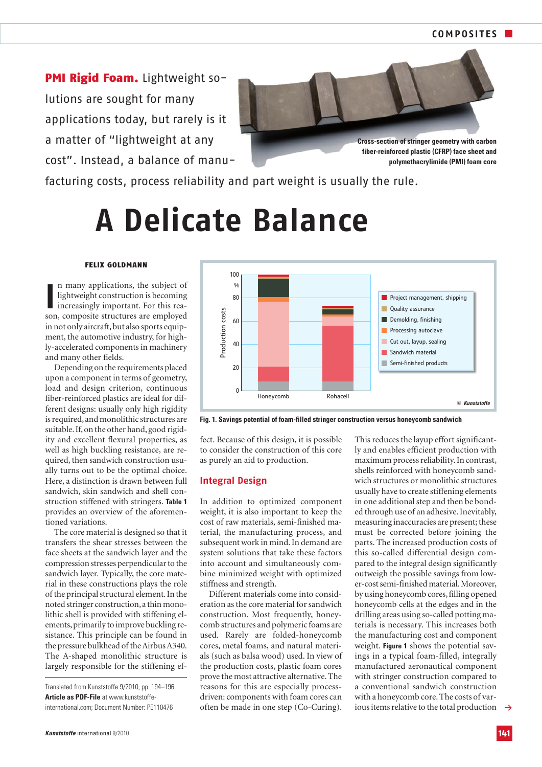**PMI Rigid Foam.** Lightweight solutions are sought for many applications today, but rarely is it a matter of "lightweight at any cost". Instead, a balance of manufacturing costs, process reliability and part weight is usually the rule.

Cross-section of stringer geometry with carbon fiber-reinforced plastic (CFRP) face sheet and polymethacrylimide (PMI) foam core

# A Delicate Balance

**FELIX GOLDMANN**

In many applications, the subject of lightweight construction is becoming increasingly important. For this reason, composite structures are employed in not only aircraft, but also sports equipment, the automotive industry, for highly-accelerated components in machinery and many other fields.

Depending on the requirements placed upon a component in terms of geometry, load and design criterion, continuous fiber-reinforced plastics are ideal for different designs: usually only high rigidity is required, and monolithic structures are suitable. If, on the other hand, good rigidity and excellent flexural properties, as well as high buckling resistance, are required, then sandwich construction usually turns out to be the optimal choice. Here, a distinction is drawn between full sandwich, skin sandwich and shell construction stiffened with stringers. **Table 1** provides an overview of the aforementioned variations.

The core material is designed so that it transfers the shear stresses between the face sheets at the sandwich layer and the compression stresses perpendicular to the sandwich layer. Typically, the core material in these constructions plays the role of the principal structural element. In the noted stringer construction, a thin monolithic shell is provided with stiffening elements, primarily to improve buckling resistance. This principle can be found in the pressure bulkhead of the Airbus A340. The A-shaped monolithic structure is largely responsible for the stiffening effect. Because of this design, it is possible to consider the construction of this core as purely an aid to production.

Fig. 1. Savings potential of foam-filled stringer construction versus honeycomb sandwich

## Integral Design

In addition to optimized component weight, it is also important to keep the cost of raw materials, semi-finished material, the manufacturing process, and subsequent work in mind. In demand are system solutions that take these factors into account and simultaneously combine minimized weight with optimized stiffness and strength.

Different materials come into consideration as the core material for sandwich construction. Most frequently, honeycomb structures and polymeric foams are used. Rarely are folded-honeycomb cores, metal foams, and natural materials (such as balsa wood) used. In view of the production costs, plastic foam cores prove the most attractive alternative. The reasons for this are especially process-driven: components with foam cores can often be made in one step (Co-Curing). This reduces the layup effort significantly and enables efficient production with maximum process reliability. In contrast, shells reinforced with honeycomb sandwich structures or monolithic structures usually have to create stiffening elements in one additional step and then be bonded through use of an adhesive. Inevitably, measuring inaccuracies are present; these must be corrected before joining the parts. The increased production costs of this so-called differential design compared to the integral design significantly outweigh the possible savings from lower-cost semi-finished material. Moreover, by using honeycomb cores, filling opened honeycomb cells at the edges and in the drilling areas using so-called potting materials is necessary. This increases both the manufacturing cost and component weight. **Figure 1** shows the potential savings in a typical foam-filled, integrally manufactured aeronautical component with stringer construction compared to a conventional sandwich construction with a honeycomb core. The costs of various items relative to the total production

Translated from Kunststoffe 9/2010, pp. 194–196
**Article as PDF-File** at www.kunststoffe-international.com; Document Number: PE110476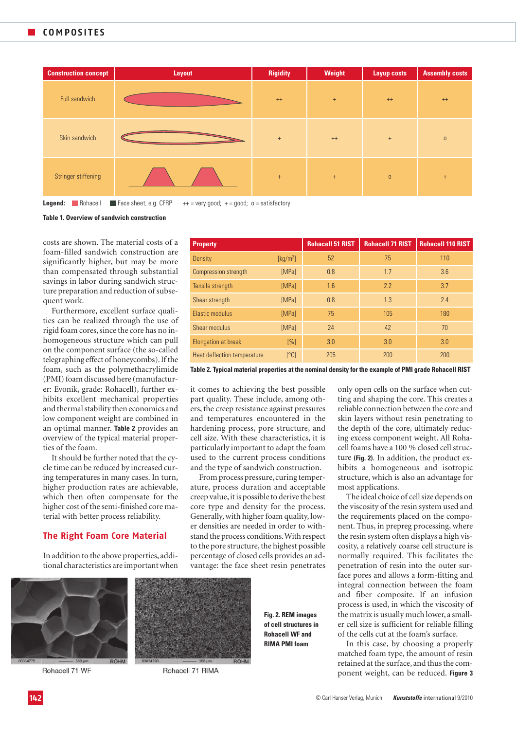| Construction concept | Layout | Rigidity | Weight | Layup costs | Assembly costs |
|---|---|---|---|---|---|
| Full sandwich | | ++ | + | ++ | ++ |
| Skin sandwich | | + | ++ | + | o |
| Stringer stiffening | | + | + | o | + |

**Legend:** Rohacell; Face sheet, e.g. CFRP; ++ = very good; + = good; o = satisfactory

**Table 1. Overview of sandwich construction**

costs are shown. The material costs of a foam-filled sandwich construction are significantly higher, but may be more than compensated through substantial savings in labor during sandwich structure preparation and reduction of subsequent work.

Furthermore, excellent surface qualities can be realized through the use of rigid foam cores, since the core has no inhomogeneous structure which can pull on the component surface (the so-called telegraphing effect of honeycombs). If the foam, such as the polymethacrylimide (PMI) foam discussed here (manufacturer: Evonik, grade: Rohacell), further exhibits excellent mechanical properties and thermal stability then economics and low component weight are combined in an optimal manner. **Table 2** provides an overview of the typical material properties of the foam.

It should be further noted that the cycle time can be reduced by increased curing temperatures in many cases. In turn, higher production rates are achievable, which then often compensate for the higher cost of the semi-finished core material with better process reliability.

| Property | | Rohacell 51 RIST | Rohacell 71 RIST | Rohacell 110 RIST |
|---|---|---|---|---|
| Density | [kg/m$^3$] | 52 | 75 | 110 |
| Compression strength | [MPa] | 0.8 | 1.7 | 3.6 |
| Tensile strength | [MPa] | 1.6 | 2.2 | 3.7 |
| Shear strength | [MPa] | 0.8 | 1.3 | 2.4 |
| Elastic modulus | [MPa] | 75 | 105 | 180 |
| Shear modulus | [MPa] | 24 | 42 | 70 |
| Elongation at break | [%] | 3.0 | 3.0 | 3.0 |
| Heat deflection temperature | [°C] | 205 | 200 | 200 |

**Table 2. Typical material properties at the nominal density for the example of PMI grade Rohacell RIST**

## The Right Foam Core Material

In addition to the above properties, additional characteristics are important when it comes to achieving the best possible part quality. These include, among others, the creep resistance against pressures and temperatures encountered in the hardening process, pore structure, and cell size. With these characteristics, it is particularly important to adapt the foam used to the current process conditions and the type of sandwich construction.

From process pressure, curing temperature, process duration and acceptable creep value, it is possible to derive the best core type and density for the process. Generally, with higher foam quality, lower densities are needed in order to withstand the process conditions. With respect to the pore structure, the highest possible percentage of closed cells provides an advantage: the face sheet resin penetrates only open cells on the surface when cutting and shaping the core. This creates a reliable connection between the core and skin layers without resin penetrating to the depth of the core, ultimately reducing excess component weight. All Rohacell foams have a 100 % closed cell structure (**Fig. 2**). In addition, the product exhibits a homogeneous and isotropic structure, which is also an advantage for most applications.

The ideal choice of cell size depends on the viscosity of the resin system used and the requirements placed on the component. Thus, in prepreg processing, where the resin system often displays a high viscosity, a relatively coarse cell structure is normally required. This facilitates the penetration of resin into the outer surface pores and allows a form-fitting and integral connection between the foam and fiber composite. If an infusion process is used, in which the viscosity of the matrix is usually much lower, a smaller cell size is sufficient for reliable filling of the cells cut at the foam's surface.

In this case, by choosing a properly matched foam type, the amount of resin retained at the surface, and thus the component weight, can be reduced. **Figure 3**

Rohacell 71 WF

Rohacell 71 RIMA

**Fig. 2. REM images of cell structures in Rohacell WF and RIMA PMI foam**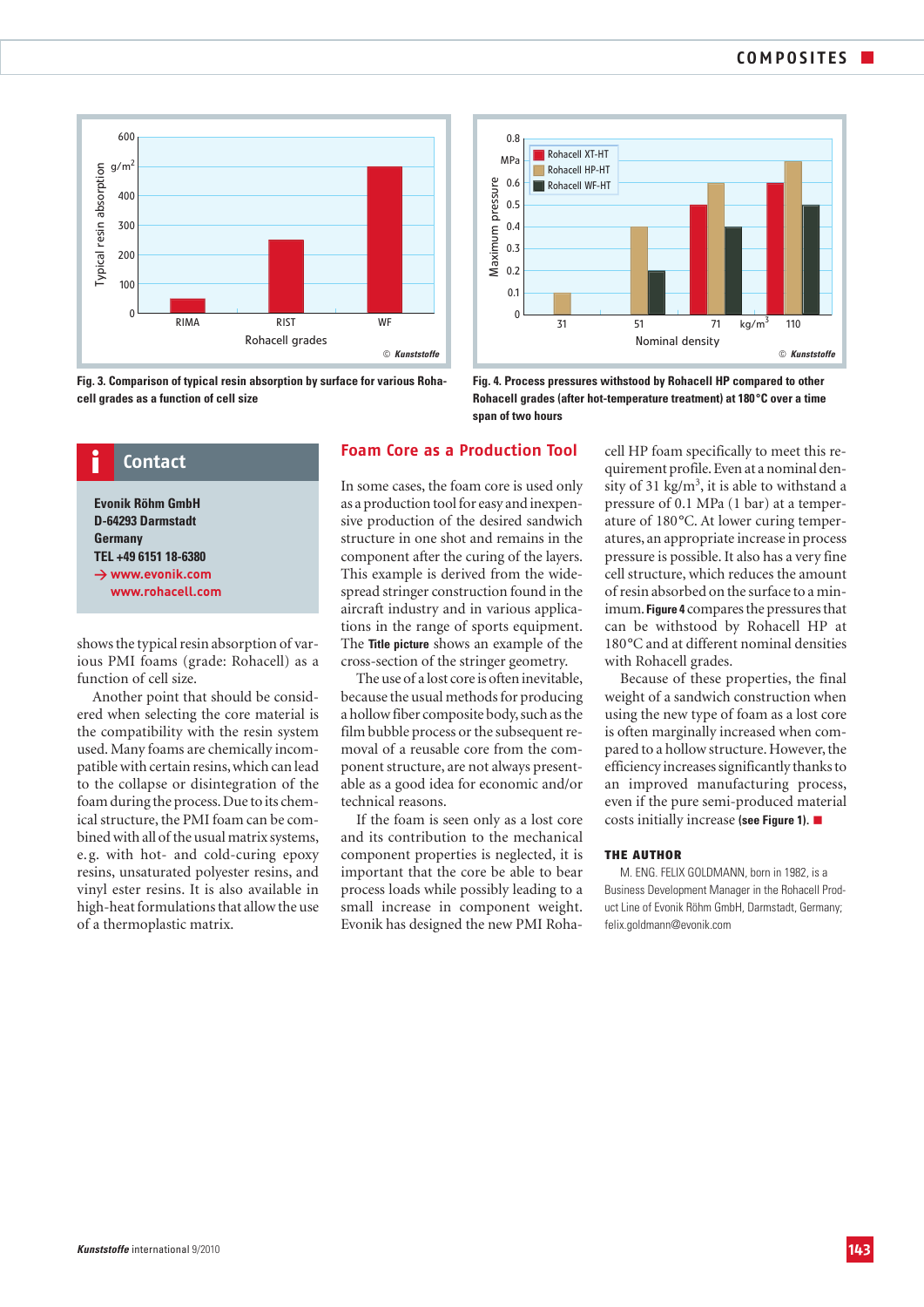600
g/m²
500
400
300
200
100
0
Typical resin absorption
RIMA
RIST
WF
Rohacell grades
© Kunststoffe

**Fig. 3. Comparison of typical resin absorption by surface for various Rohacell grades as a function of cell size**

0.8
MPa
0.6
0.5
0.4
0.3
0.2
0.1
0
Maximum pressure
Rohacell XT-HT
Rohacell HP-HT
Rohacell WF-HT
31
51
71
kg/m³
110
Nominal density
© Kunststoffe

**Fig. 4. Process pressures withstood by Rohacell HP compared to other Rohacell grades (after hot-temperature treatment) at 180 °C over a time span of two hours**

## Contact

**Evonik Röhm GmbH**
**D-64293 Darmstadt**
**Germany**
**TEL +49 6151 18-6380**
→ www.evonik.com
www.rohacell.com

shows the typical resin absorption of various PMI foams (grade: Rohacell) as a function of cell size.

Another point that should be considered when selecting the core material is the compatibility with the resin system used. Many foams are chemically incompatible with certain resins, which can lead to the collapse or disintegration of the foam during the process. Due to its chemical structure, the PMI foam can be combined with all of the usual matrix systems, e.g. with hot- and cold-curing epoxy resins, unsaturated polyester resins, and vinyl ester resins. It is also available in high-heat formulations that allow the use of a thermoplastic matrix.

## Foam Core as a Production Tool

In some cases, the foam core is used only as a production tool for easy and inexpensive production of the desired sandwich structure in one shot and remains in the component after the curing of the layers. This example is derived from the widespread stringer construction found in the aircraft industry and in various applications in the range of sports equipment. The **Title picture** shows an example of the cross-section of the stringer geometry.

The use of a lost core is often inevitable, because the usual methods for producing a hollow fiber composite body, such as the film bubble process or the subsequent removal of a reusable core from the component structure, are not always presentable as a good idea for economic and/or technical reasons.

If the foam is seen only as a lost core and its contribution to the mechanical component properties is neglected, it is important that the core be able to bear process loads while possibly leading to a small increase in component weight. Evonik has designed the new PMI Rohacell HP foam specifically to meet this requirement profile. Even at a nominal density of 31 kg/m³, it is able to withstand a pressure of 0.1 MPa (1 bar) at a temperature of 180 °C. At lower curing temperatures, an appropriate increase in process pressure is possible. It also has a very fine cell structure, which reduces the amount of resin absorbed on the surface to a minimum. **Figure 4** compares the pressures that can be withstood by Rohacell HP at 180 °C and at different nominal densities with Rohacell grades.

Because of these properties, the final weight of a sandwich construction when using the new type of foam as a lost core is often marginally increased when compared to a hollow structure. However, the efficiency increases significantly thanks to an improved manufacturing process, even if the pure semi-produced material costs initially increase **(see Figure 1)**. ■

### THE AUTHOR

M. ENG. FELIX GOLDMANN, born in 1982, is a Business Development Manager in the Rohacell Product Line of Evonik Röhm GmbH, Darmstadt, Germany; felix.goldmann@evonik.com